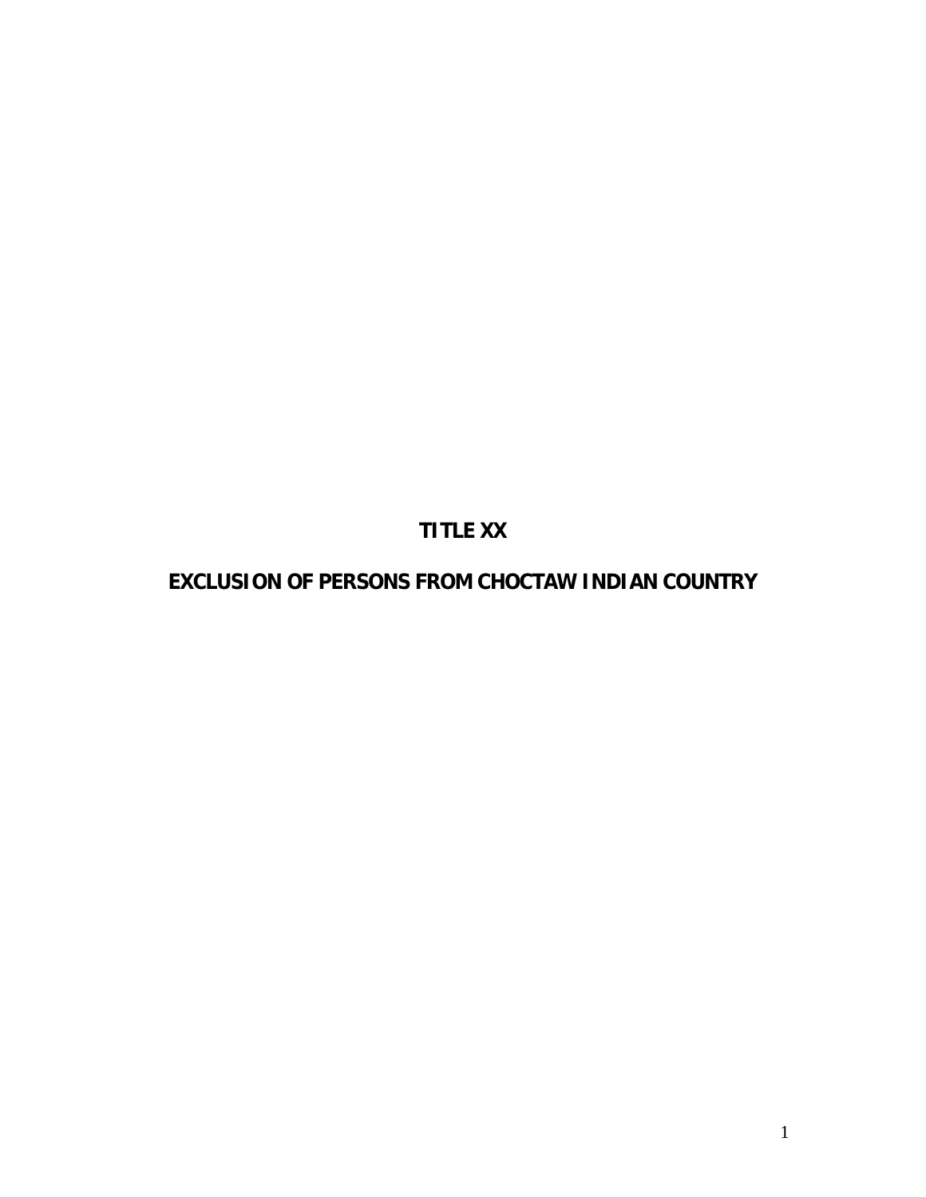# TITLE XX

# EXCLUSION OF PERSONS FROM CHOCTAW INDIAN COUNTRY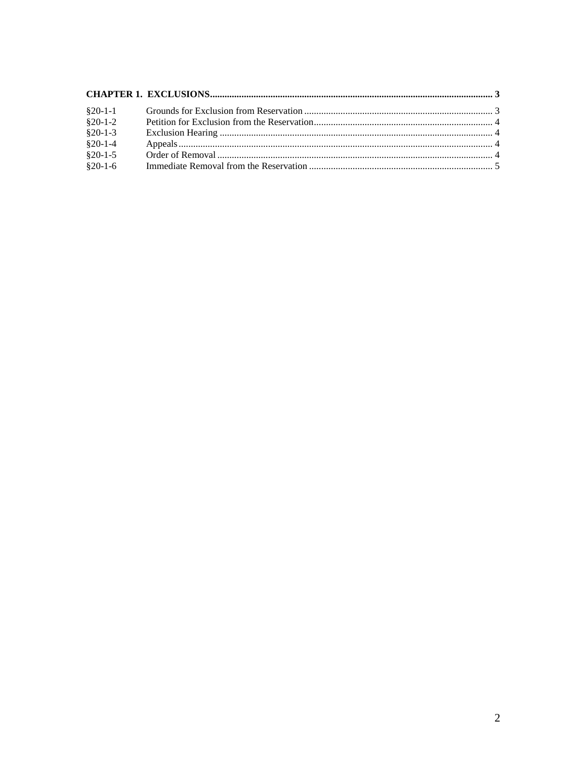**CHAPTER 1. EXCLUSIONS** .......... 3

| | | |
|---|---|---|
| §20-1-1 | Grounds for Exclusion from Reservation | 3 |
| §20-1-2 | Petition for Exclusion from the Reservation | 4 |
| §20-1-3 | Exclusion Hearing | 4 |
| §20-1-4 | Appeals | 4 |
| §20-1-5 | Order of Removal | 4 |
| §20-1-6 | Immediate Removal from the Reservation | 5 |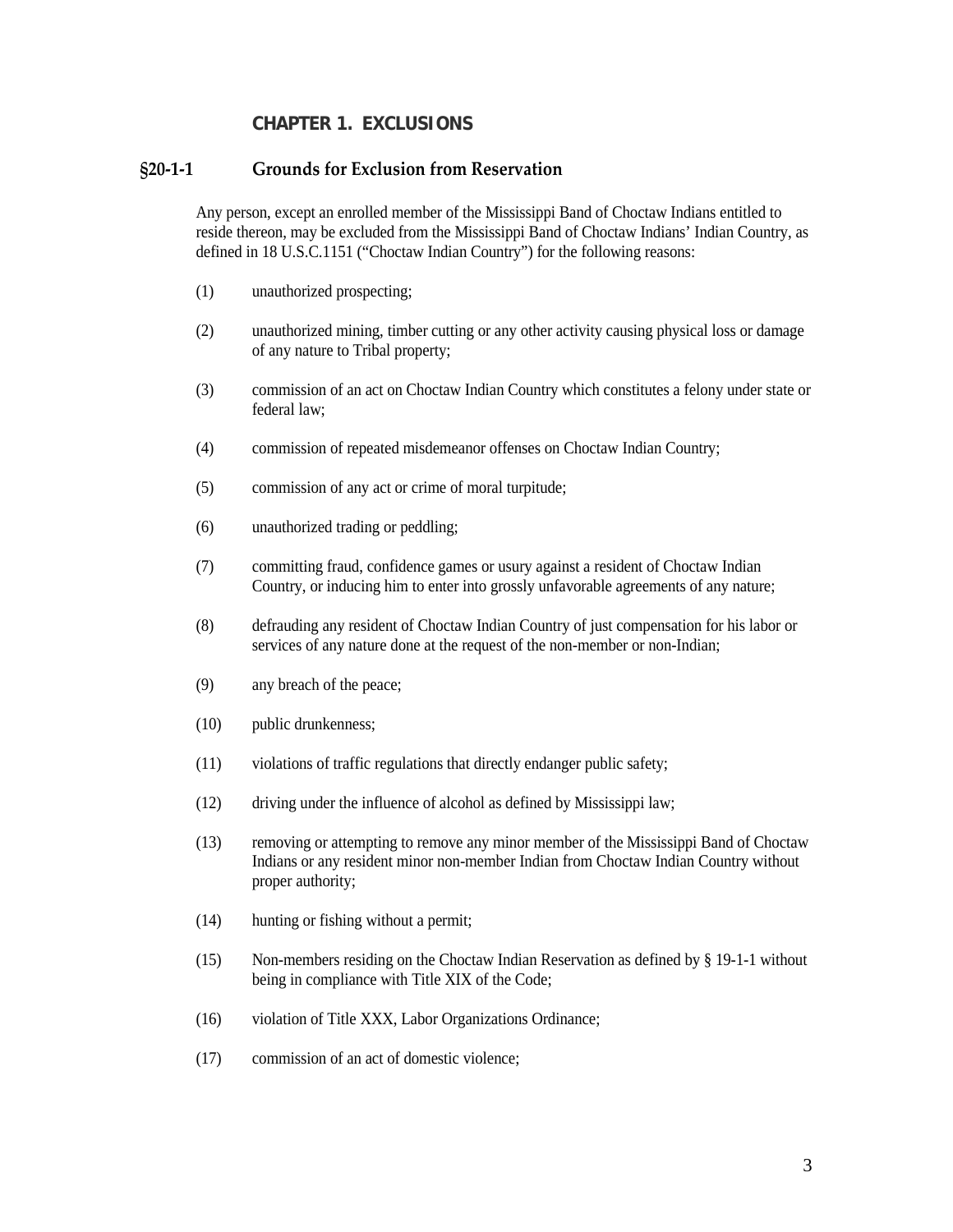## CHAPTER 1. EXCLUSIONS

### §20-1-1 Grounds for Exclusion from Reservation

Any person, except an enrolled member of the Mississippi Band of Choctaw Indians entitled to reside thereon, may be excluded from the Mississippi Band of Choctaw Indians' Indian Country, as defined in 18 U.S.C.1151 ("Choctaw Indian Country") for the following reasons:

(1) unauthorized prospecting;

(2) unauthorized mining, timber cutting or any other activity causing physical loss or damage of any nature to Tribal property;

(3) commission of an act on Choctaw Indian Country which constitutes a felony under state or federal law;

(4) commission of repeated misdemeanor offenses on Choctaw Indian Country;

(5) commission of any act or crime of moral turpitude;

(6) unauthorized trading or peddling;

(7) committing fraud, confidence games or usury against a resident of Choctaw Indian Country, or inducing him to enter into grossly unfavorable agreements of any nature;

(8) defrauding any resident of Choctaw Indian Country of just compensation for his labor or services of any nature done at the request of the non-member or non-Indian;

(9) any breach of the peace;

(10) public drunkenness;

(11) violations of traffic regulations that directly endanger public safety;

(12) driving under the influence of alcohol as defined by Mississippi law;

(13) removing or attempting to remove any minor member of the Mississippi Band of Choctaw Indians or any resident minor non-member Indian from Choctaw Indian Country without proper authority;

(14) hunting or fishing without a permit;

(15) Non-members residing on the Choctaw Indian Reservation as defined by § 19-1-1 without being in compliance with Title XIX of the Code;

(16) violation of Title XXX, Labor Organizations Ordinance;

(17) commission of an act of domestic violence;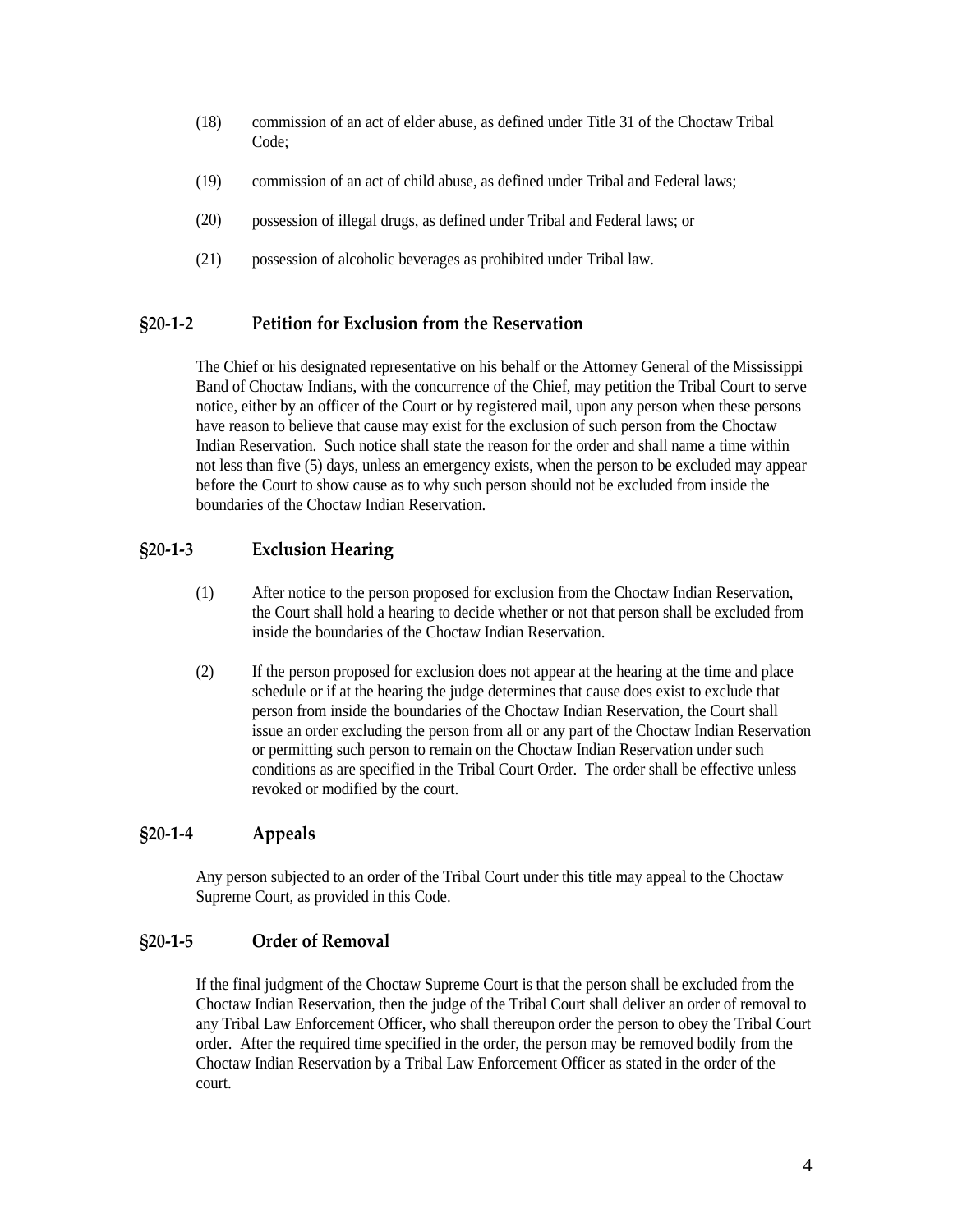(18) commission of an act of elder abuse, as defined under Title 31 of the Choctaw Tribal Code;

(19) commission of an act of child abuse, as defined under Tribal and Federal laws;

(20) possession of illegal drugs, as defined under Tribal and Federal laws; or

(21) possession of alcoholic beverages as prohibited under Tribal law.

### §20-1-2 Petition for Exclusion from the Reservation

The Chief or his designated representative on his behalf or the Attorney General of the Mississippi Band of Choctaw Indians, with the concurrence of the Chief, may petition the Tribal Court to serve notice, either by an officer of the Court or by registered mail, upon any person when these persons have reason to believe that cause may exist for the exclusion of such person from the Choctaw Indian Reservation. Such notice shall state the reason for the order and shall name a time within not less than five (5) days, unless an emergency exists, when the person to be excluded may appear before the Court to show cause as to why such person should not be excluded from inside the boundaries of the Choctaw Indian Reservation.

### §20-1-3 Exclusion Hearing

(1) After notice to the person proposed for exclusion from the Choctaw Indian Reservation, the Court shall hold a hearing to decide whether or not that person shall be excluded from inside the boundaries of the Choctaw Indian Reservation.

(2) If the person proposed for exclusion does not appear at the hearing at the time and place schedule or if at the hearing the judge determines that cause does exist to exclude that person from inside the boundaries of the Choctaw Indian Reservation, the Court shall issue an order excluding the person from all or any part of the Choctaw Indian Reservation or permitting such person to remain on the Choctaw Indian Reservation under such conditions as are specified in the Tribal Court Order. The order shall be effective unless revoked or modified by the court.

### §20-1-4 Appeals

Any person subjected to an order of the Tribal Court under this title may appeal to the Choctaw Supreme Court, as provided in this Code.

### §20-1-5 Order of Removal

If the final judgment of the Choctaw Supreme Court is that the person shall be excluded from the Choctaw Indian Reservation, then the judge of the Tribal Court shall deliver an order of removal to any Tribal Law Enforcement Officer, who shall thereupon order the person to obey the Tribal Court order. After the required time specified in the order, the person may be removed bodily from the Choctaw Indian Reservation by a Tribal Law Enforcement Officer as stated in the order of the court.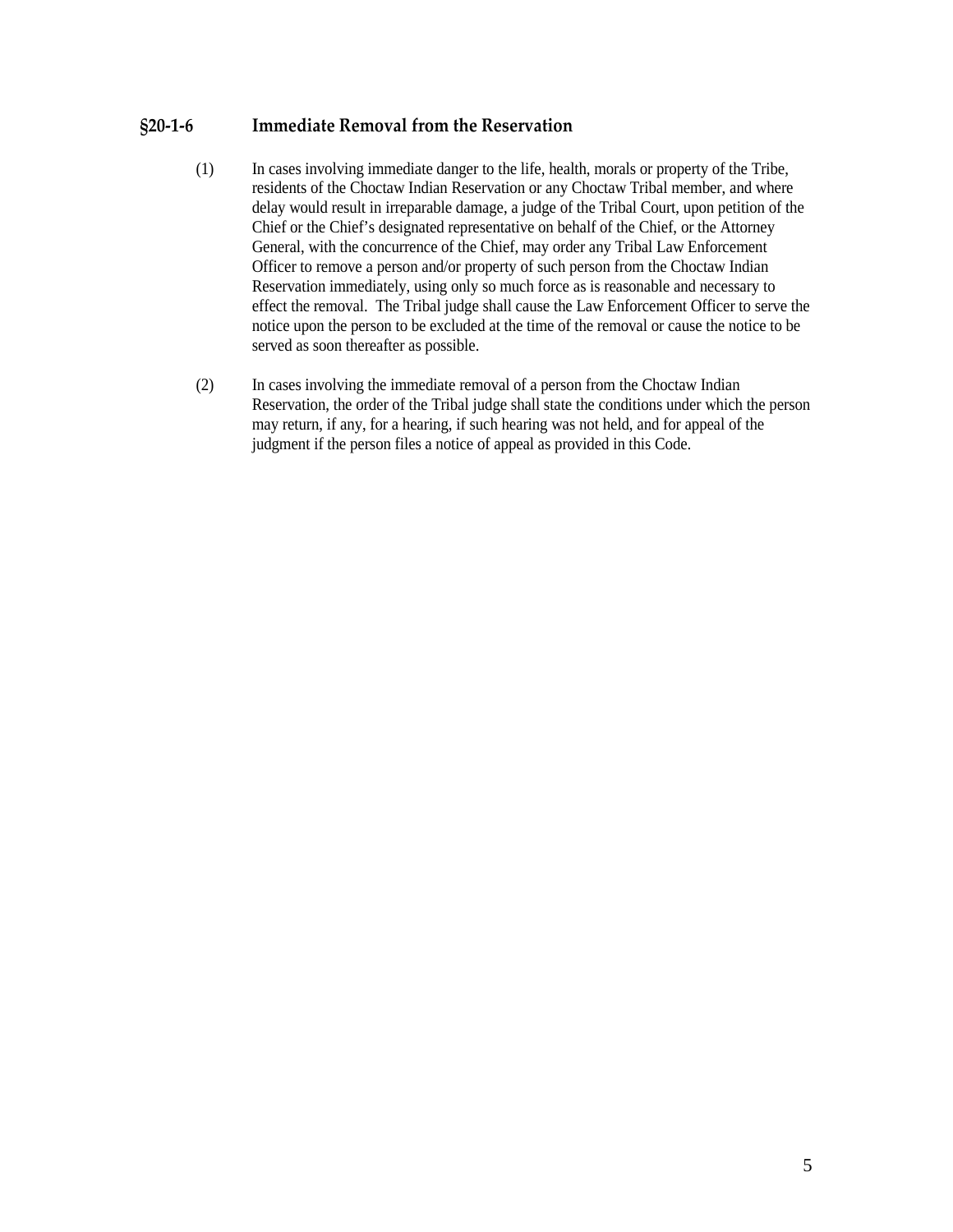### §20-1-6 Immediate Removal from the Reservation

(1) In cases involving immediate danger to the life, health, morals or property of the Tribe, residents of the Choctaw Indian Reservation or any Choctaw Tribal member, and where delay would result in irreparable damage, a judge of the Tribal Court, upon petition of the Chief or the Chief's designated representative on behalf of the Chief, or the Attorney General, with the concurrence of the Chief, may order any Tribal Law Enforcement Officer to remove a person and/or property of such person from the Choctaw Indian Reservation immediately, using only so much force as is reasonable and necessary to effect the removal. The Tribal judge shall cause the Law Enforcement Officer to serve the notice upon the person to be excluded at the time of the removal or cause the notice to be served as soon thereafter as possible.

(2) In cases involving the immediate removal of a person from the Choctaw Indian Reservation, the order of the Tribal judge shall state the conditions under which the person may return, if any, for a hearing, if such hearing was not held, and for appeal of the judgment if the person files a notice of appeal as provided in this Code.